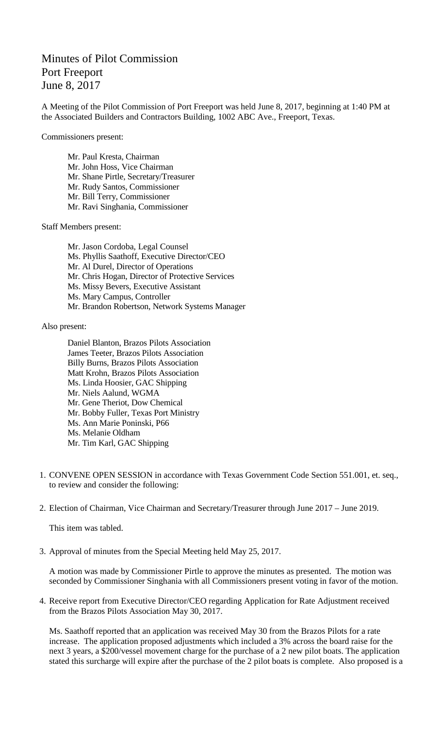# Minutes of Pilot Commission
# Port Freeport
# June 8, 2017

A Meeting of the Pilot Commission of Port Freeport was held June 8, 2017, beginning at 1:40 PM at the Associated Builders and Contractors Building, 1002 ABC Ave., Freeport, Texas.

Commissioners present:

Mr. Paul Kresta, Chairman
Mr. John Hoss, Vice Chairman
Mr. Shane Pirtle, Secretary/Treasurer
Mr. Rudy Santos, Commissioner
Mr. Bill Terry, Commissioner
Mr. Ravi Singhania, Commissioner

Staff Members present:

Mr. Jason Cordoba, Legal Counsel
Ms. Phyllis Saathoff, Executive Director/CEO
Mr. Al Durel, Director of Operations
Mr. Chris Hogan, Director of Protective Services
Ms. Missy Bevers, Executive Assistant
Ms. Mary Campus, Controller
Mr. Brandon Robertson, Network Systems Manager

Also present:

Daniel Blanton, Brazos Pilots Association
James Teeter, Brazos Pilots Association
Billy Burns, Brazos Pilots Association
Matt Krohn, Brazos Pilots Association
Ms. Linda Hoosier, GAC Shipping
Mr. Niels Aalund, WGMA
Mr. Gene Theriot, Dow Chemical
Mr. Bobby Fuller, Texas Port Ministry
Ms. Ann Marie Poninski, P66
Ms. Melanie Oldham
Mr. Tim Karl, GAC Shipping

1. CONVENE OPEN SESSION in accordance with Texas Government Code Section 551.001, et. seq., to review and consider the following:

2. Election of Chairman, Vice Chairman and Secretary/Treasurer through June 2017 – June 2019.

   This item was tabled.

3. Approval of minutes from the Special Meeting held May 25, 2017.

   A motion was made by Commissioner Pirtle to approve the minutes as presented. The motion was seconded by Commissioner Singhania with all Commissioners present voting in favor of the motion.

4. Receive report from Executive Director/CEO regarding Application for Rate Adjustment received from the Brazos Pilots Association May 30, 2017.

   Ms. Saathoff reported that an application was received May 30 from the Brazos Pilots for a rate increase. The application proposed adjustments which included a 3% across the board raise for the next 3 years, a $200/vessel movement charge for the purchase of a 2 new pilot boats. The application stated this surcharge will expire after the purchase of the 2 pilot boats is complete. Also proposed is a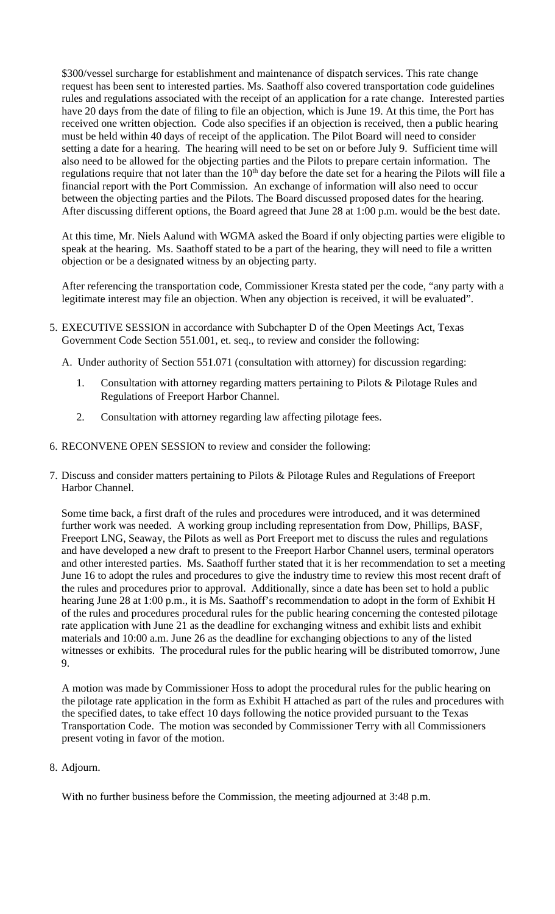$300/vessel surcharge for establishment and maintenance of dispatch services. This rate change request has been sent to interested parties. Ms. Saathoff also covered transportation code guidelines rules and regulations associated with the receipt of an application for a rate change. Interested parties have 20 days from the date of filing to file an objection, which is June 19. At this time, the Port has received one written objection. Code also specifies if an objection is received, then a public hearing must be held within 40 days of receipt of the application. The Pilot Board will need to consider setting a date for a hearing. The hearing will need to be set on or before July 9. Sufficient time will also need to be allowed for the objecting parties and the Pilots to prepare certain information. The regulations require that not later than the 10th day before the date set for a hearing the Pilots will file a financial report with the Port Commission. An exchange of information will also need to occur between the objecting parties and the Pilots. The Board discussed proposed dates for the hearing. After discussing different options, the Board agreed that June 28 at 1:00 p.m. would be the best date.

At this time, Mr. Niels Aalund with WGMA asked the Board if only objecting parties were eligible to speak at the hearing. Ms. Saathoff stated to be a part of the hearing, they will need to file a written objection or be a designated witness by an objecting party.

After referencing the transportation code, Commissioner Kresta stated per the code, "any party with a legitimate interest may file an objection. When any objection is received, it will be evaluated".

5. EXECUTIVE SESSION in accordance with Subchapter D of the Open Meetings Act, Texas Government Code Section 551.001, et. seq., to review and consider the following:

   A. Under authority of Section 551.071 (consultation with attorney) for discussion regarding:

      1. Consultation with attorney regarding matters pertaining to Pilots & Pilotage Rules and Regulations of Freeport Harbor Channel.

      2. Consultation with attorney regarding law affecting pilotage fees.

6. RECONVENE OPEN SESSION to review and consider the following:

7. Discuss and consider matters pertaining to Pilots & Pilotage Rules and Regulations of Freeport Harbor Channel.

   Some time back, a first draft of the rules and procedures were introduced, and it was determined further work was needed. A working group including representation from Dow, Phillips, BASF, Freeport LNG, Seaway, the Pilots as well as Port Freeport met to discuss the rules and regulations and have developed a new draft to present to the Freeport Harbor Channel users, terminal operators and other interested parties. Ms. Saathoff further stated that it is her recommendation to set a meeting June 16 to adopt the rules and procedures to give the industry time to review this most recent draft of the rules and procedures prior to approval. Additionally, since a date has been set to hold a public hearing June 28 at 1:00 p.m., it is Ms. Saathoff's recommendation to adopt in the form of Exhibit H of the rules and procedures procedural rules for the public hearing concerning the contested pilotage rate application with June 21 as the deadline for exchanging witness and exhibit lists and exhibit materials and 10:00 a.m. June 26 as the deadline for exchanging objections to any of the listed witnesses or exhibits. The procedural rules for the public hearing will be distributed tomorrow, June 9.

   A motion was made by Commissioner Hoss to adopt the procedural rules for the public hearing on the pilotage rate application in the form as Exhibit H attached as part of the rules and procedures with the specified dates, to take effect 10 days following the notice provided pursuant to the Texas Transportation Code. The motion was seconded by Commissioner Terry with all Commissioners present voting in favor of the motion.

8. Adjourn.

   With no further business before the Commission, the meeting adjourned at 3:48 p.m.